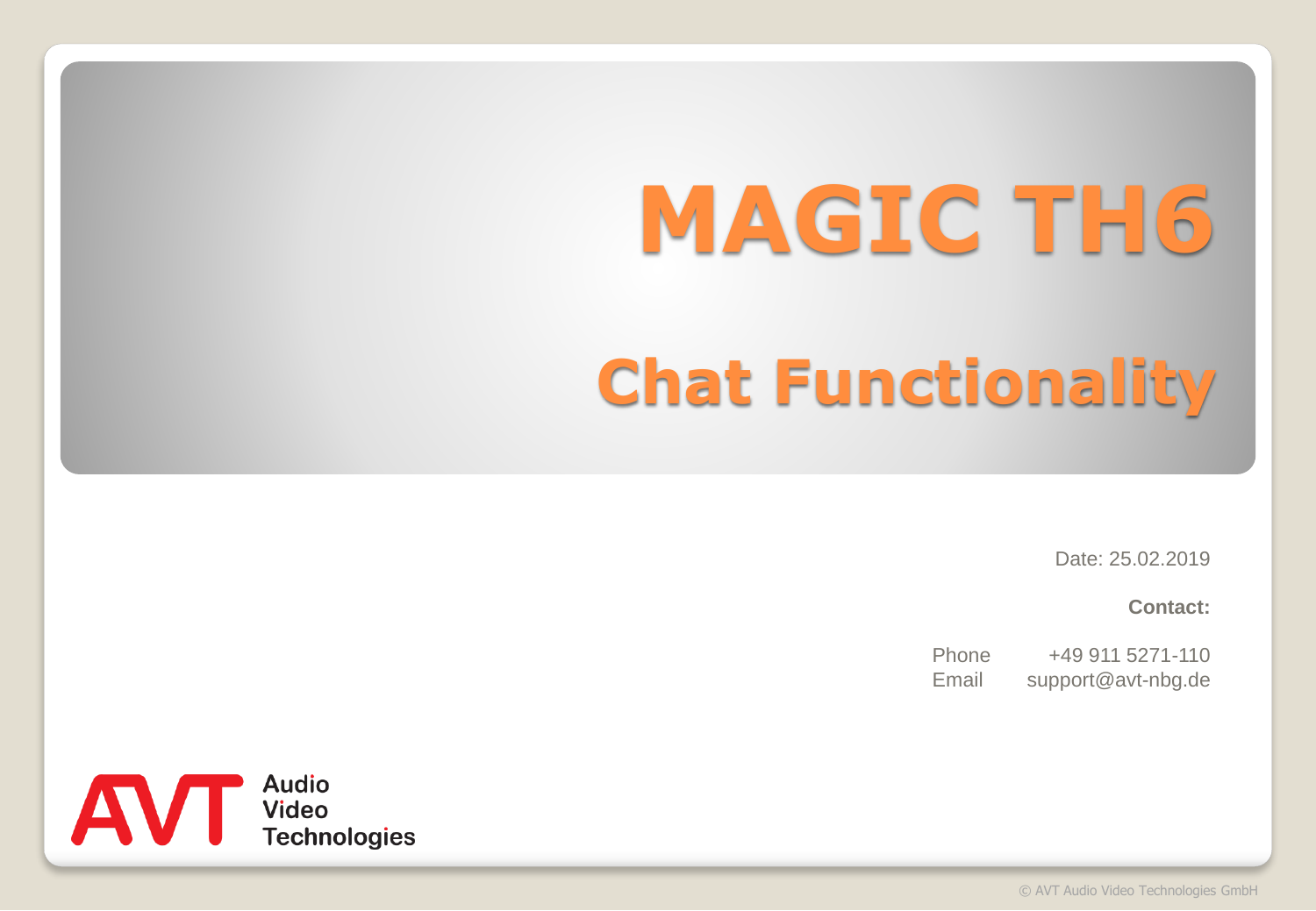# MAGIC TH6

## Chat Functionality

Date: 25.02.2019

**Contact:**

| | |
|---|---|
| Phone | +49 911 5271-110 |
| Email | support@avt-nbg.de |

AVT Audio Video Technologies

© AVT Audio Video Technologies GmbH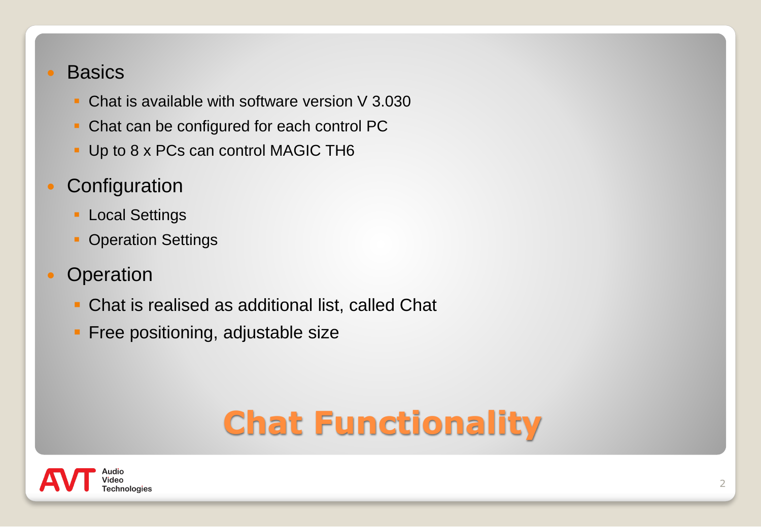# Chat Functionality

- Basics
  - Chat is available with software version V 3.030
  - Chat can be configured for each control PC
  - Up to 8 x PCs can control MAGIC TH6
- Configuration
  - Local Settings
  - Operation Settings
- Operation
  - Chat is realised as additional list, called Chat
  - Free positioning, adjustable size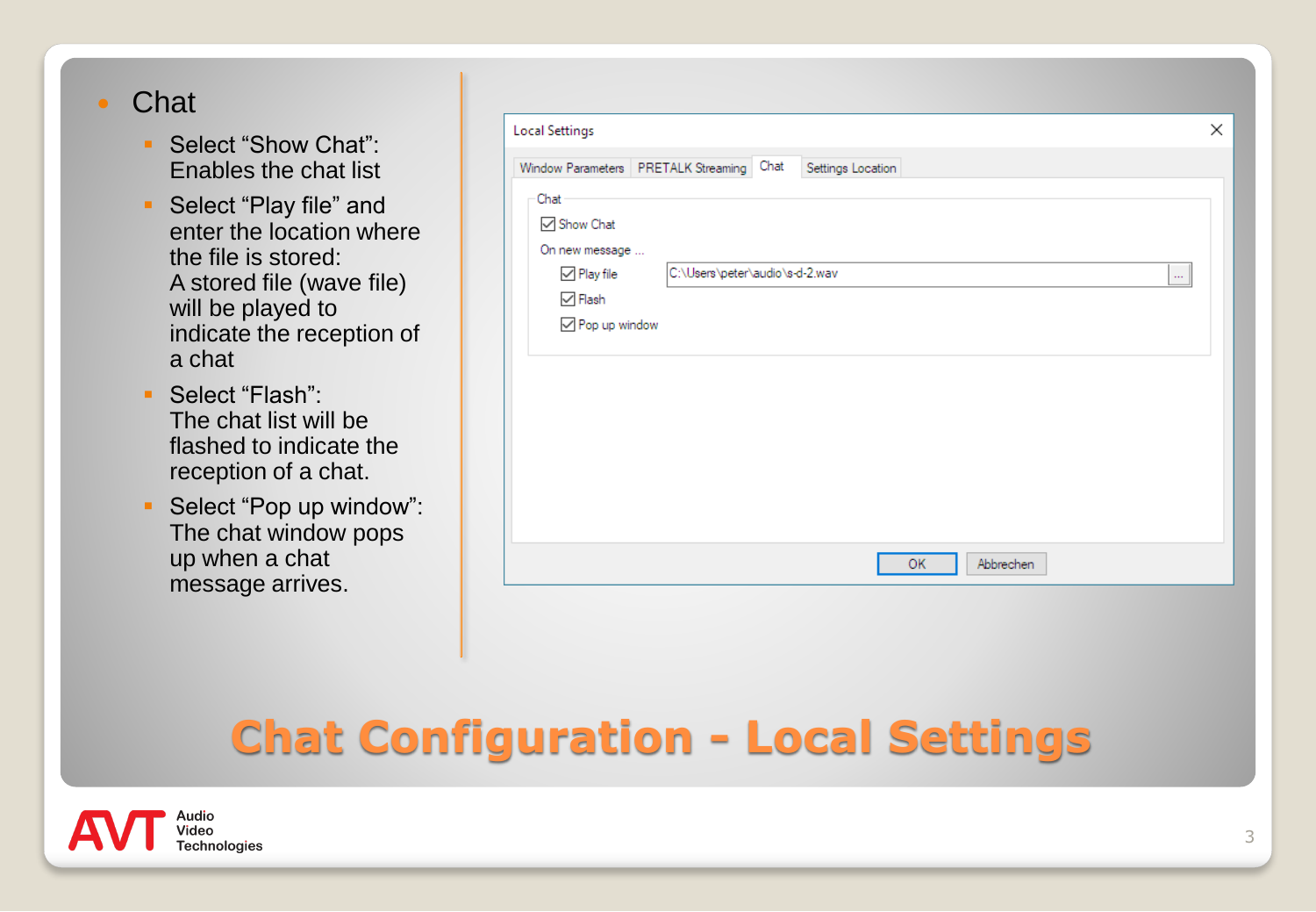# Chat Configuration - Local Settings

- Chat
  - Select “Show Chat”: Enables the chat list
  - Select “Play file” and enter the location where the file is stored: A stored file (wave file) will be played to indicate the reception of a chat
  - Select “Flash”: The chat list will be flashed to indicate the reception of a chat.
  - Select “Pop up window”: The chat window pops up when a chat message arrives.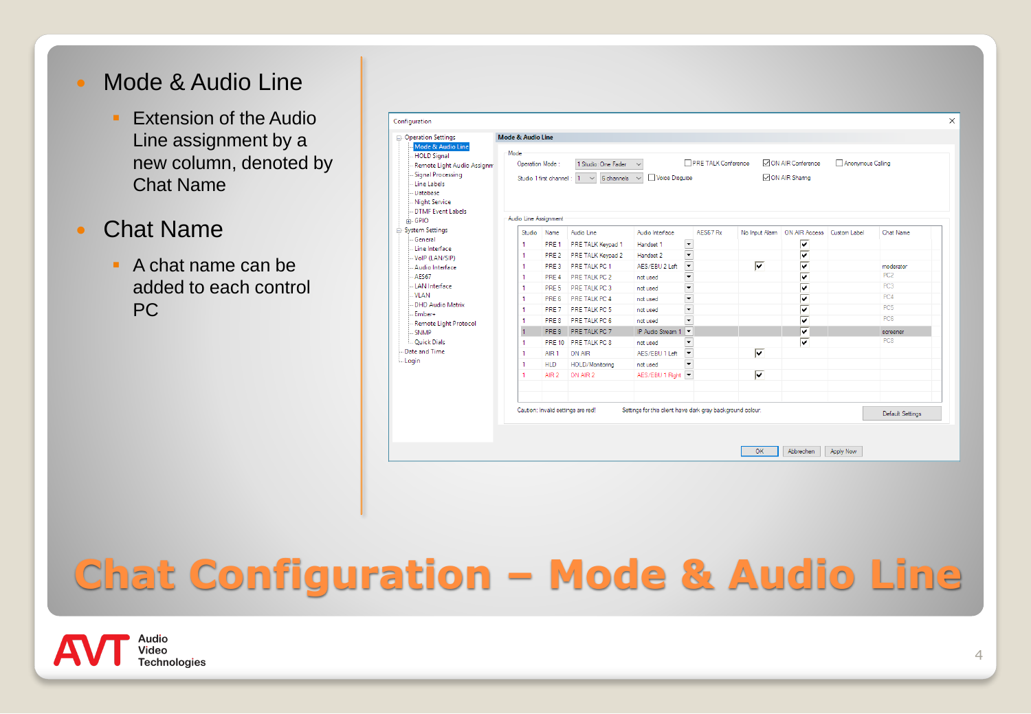# Chat Configuration – Mode & Audio Line

- Mode & Audio Line
  - Extension of the Audio Line assignment by a new column, denoted by Chat Name
- Chat Name
  - A chat name can be added to each control PC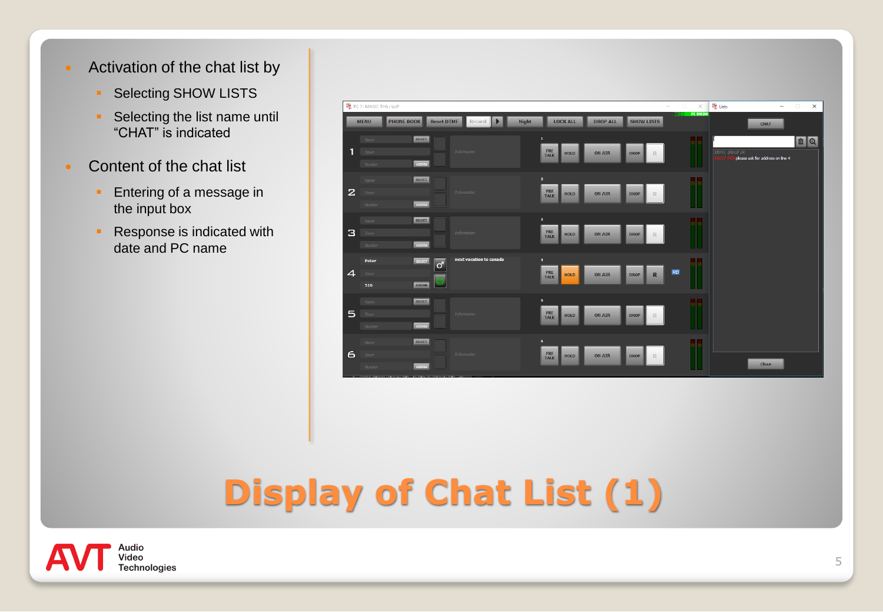# Display of Chat List (1)

- Activation of the chat list by
  - Selecting SHOW LISTS
  - Selecting the list name until “CHAT” is indicated
- Content of the chat list
  - Entering of a message in the input box
  - Response is indicated with date and PC name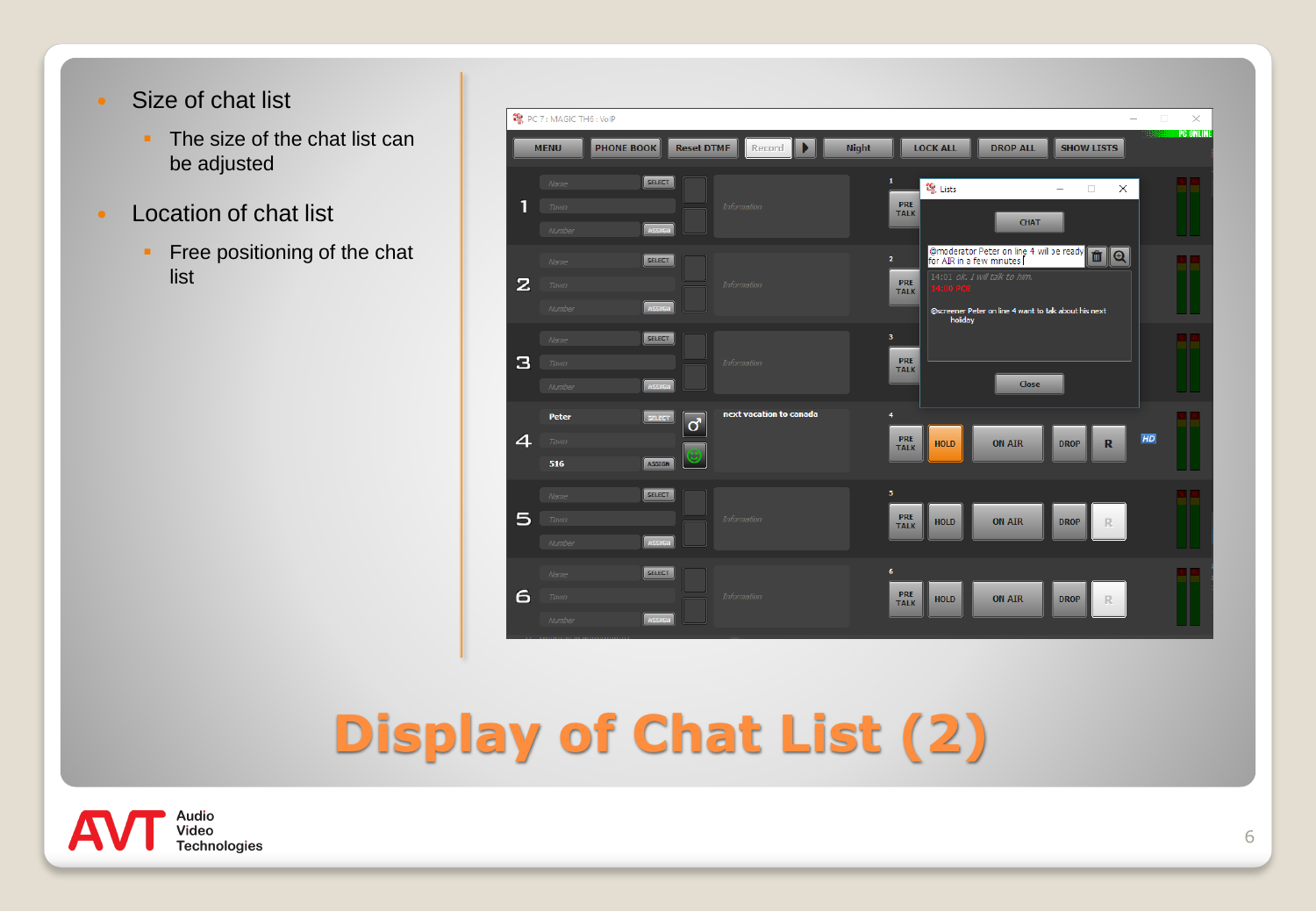# Display of Chat List (2)

- Size of chat list
  - The size of the chat list can be adjusted
- Location of chat list
  - Free positioning of the chat list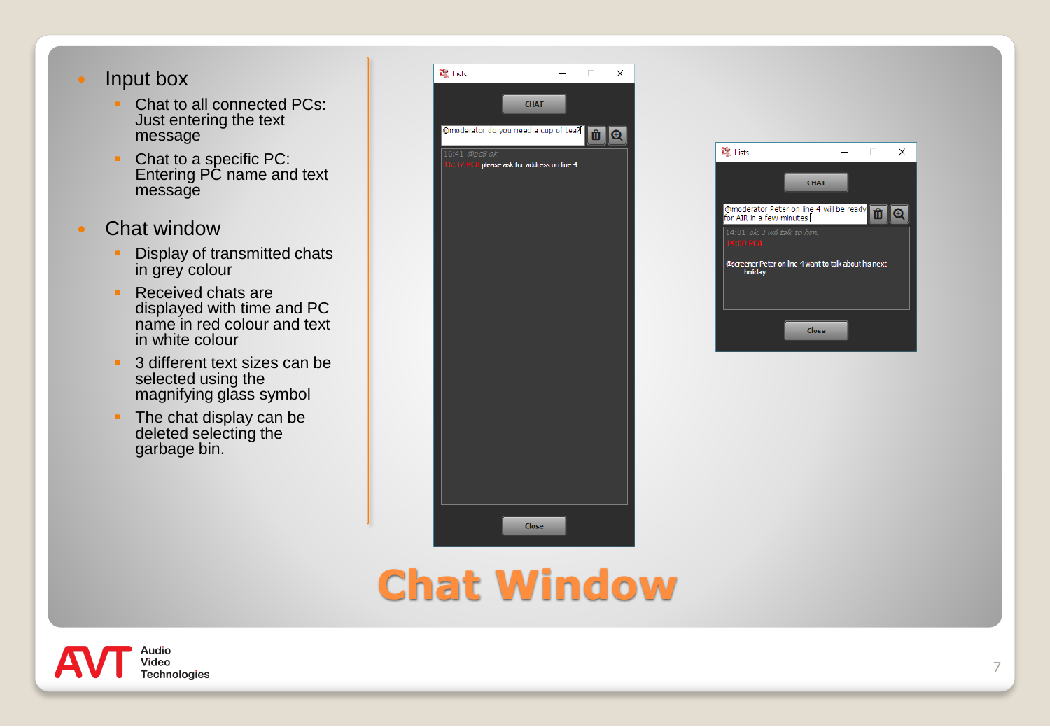- Input box
  - Chat to all connected PCs: Just entering the text message
  - Chat to a specific PC: Entering PC name and text message
- Chat window
  - Display of transmitted chats in grey colour
  - Received chats are displayed with time and PC name in red colour and text in white colour
  - 3 different text sizes can be selected using the magnifying glass symbol
  - The chat display can be deleted selecting the garbage bin.

Lists

CHAT

@moderator do you need a cup of tea?

16:41 @pc8 ok

16:37 PC8 please ask for address on line 4

Close

Lists

CHAT

@moderator Peter on line 4 will be ready for AIR in a few minutes

14:01 ok. I will talk to him.

14:00 PC8

@screener Peter on line 4 want to talk about his next holiday

Close

# Chat Window

AVT Audio Video Technologies